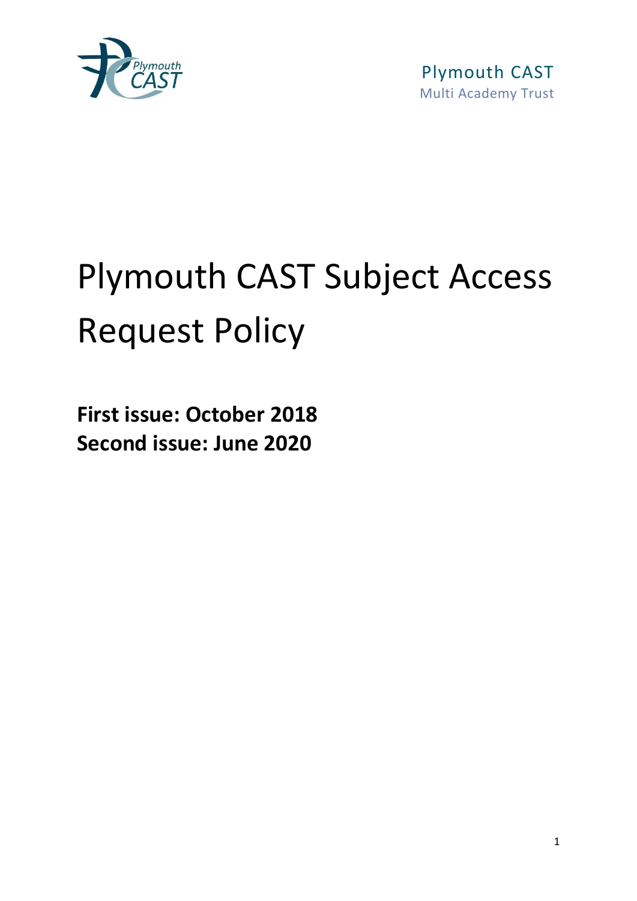Plymouth CAST
Multi Academy Trust

# Plymouth CAST Subject Access Request Policy

**First issue: October 2018**
**Second issue: June 2020**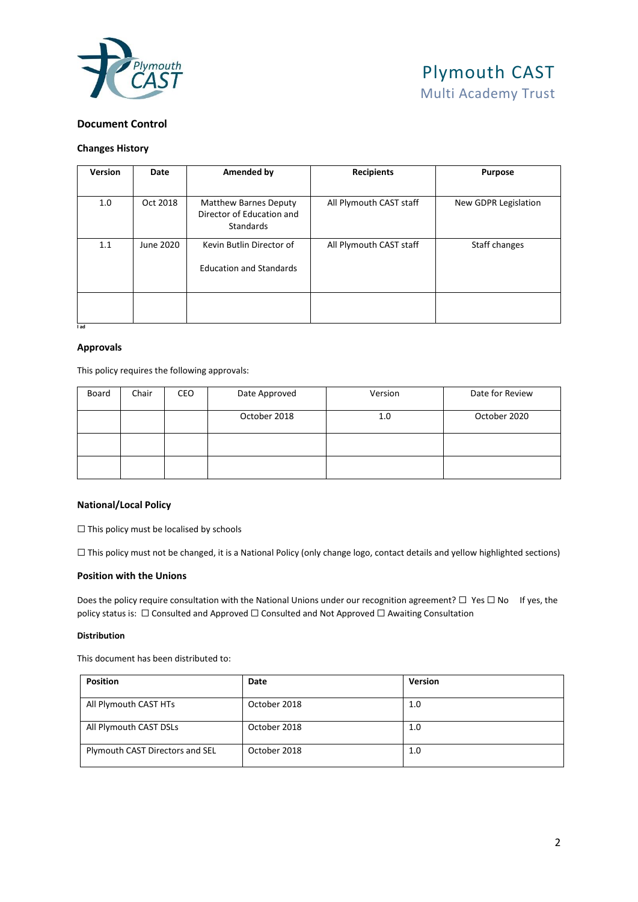Plymouth CAST
Multi Academy Trust

## Document Control

### Changes History

| Version | Date | Amended by | Recipients | Purpose |
|---|---|---|---|---|
| 1.0 | Oct 2018 | Matthew Barnes Deputy Director of Education and Standards | All Plymouth CAST staff | New GDPR Legislation |
| 1.1 | June 2020 | Kevin Butlin Director of Education and Standards | All Plymouth CAST staff | Staff changes |
| | | | | |

### Approvals

This policy requires the following approvals:

| Board | Chair | CEO | Date Approved | Version | Date for Review |
|---|---|---|---|---|---|
| | | | October 2018 | 1.0 | October 2020 |
| | | | | | |
| | | | | | |

### National/Local Policy

☐ This policy must be localised by schools

☐ This policy must not be changed, it is a National Policy (only change logo, contact details and yellow highlighted sections)

### Position with the Unions

Does the policy require consultation with the National Unions under our recognition agreement? ☐ Yes ☐ No  If yes, the policy status is: ☐ Consulted and Approved ☐ Consulted and Not Approved ☐ Awaiting Consultation

#### Distribution

This document has been distributed to:

| Position | Date | Version |
|---|---|---|
| All Plymouth CAST HTs | October 2018 | 1.0 |
| All Plymouth CAST DSLs | October 2018 | 1.0 |
| Plymouth CAST Directors and SEL | October 2018 | 1.0 |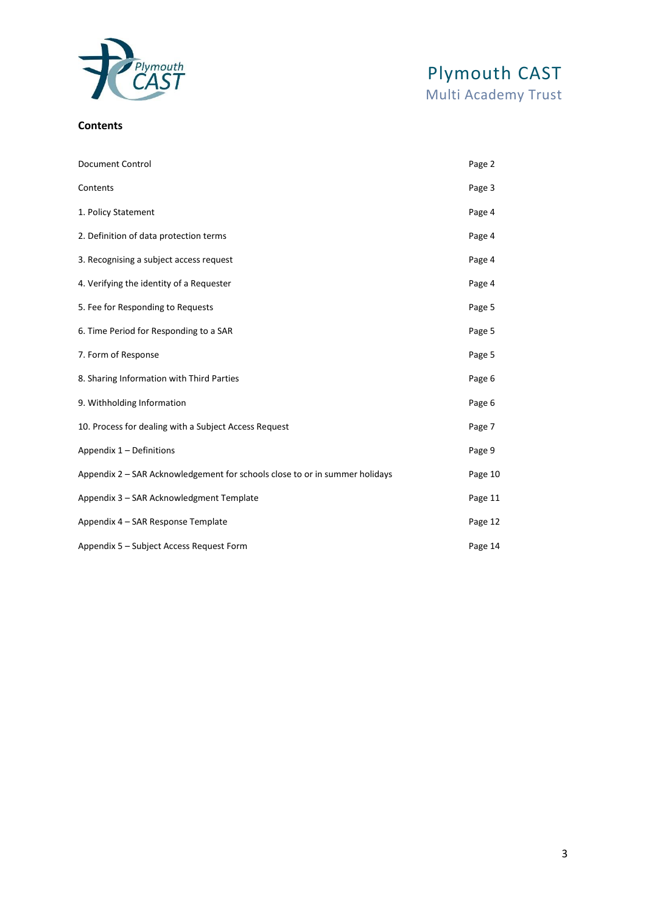**Contents**

| | |
|---|---|
| Document Control | Page 2 |
| Contents | Page 3 |
| 1. Policy Statement | Page 4 |
| 2. Definition of data protection terms | Page 4 |
| 3. Recognising a subject access request | Page 4 |
| 4. Verifying the identity of a Requester | Page 4 |
| 5. Fee for Responding to Requests | Page 5 |
| 6. Time Period for Responding to a SAR | Page 5 |
| 7. Form of Response | Page 5 |
| 8. Sharing Information with Third Parties | Page 6 |
| 9. Withholding Information | Page 6 |
| 10. Process for dealing with a Subject Access Request | Page 7 |
| Appendix 1 – Definitions | Page 9 |
| Appendix 2 – SAR Acknowledgement for schools close to or in summer holidays | Page 10 |
| Appendix 3 – SAR Acknowledgment Template | Page 11 |
| Appendix 4 – SAR Response Template | Page 12 |
| Appendix 5 – Subject Access Request Form | Page 14 |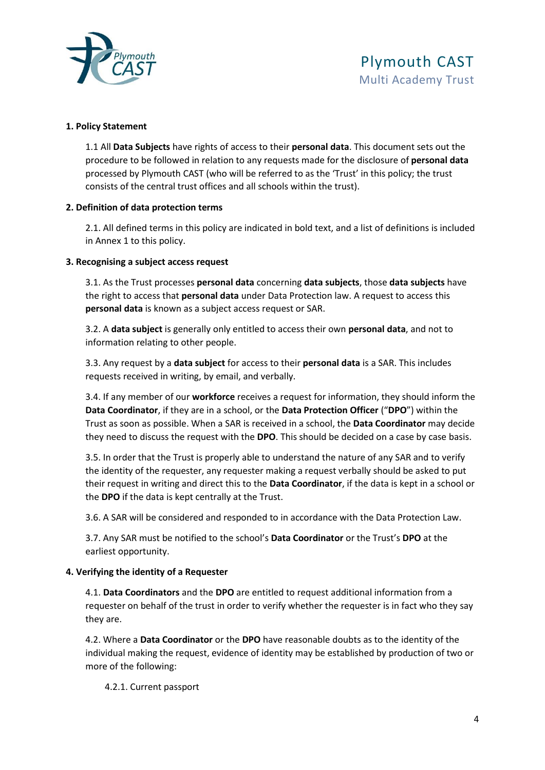**1. Policy Statement**

1.1 All **Data Subjects** have rights of access to their **personal data**. This document sets out the procedure to be followed in relation to any requests made for the disclosure of **personal data** processed by Plymouth CAST (who will be referred to as the 'Trust' in this policy; the trust consists of the central trust offices and all schools within the trust).

**2. Definition of data protection terms**

2.1. All defined terms in this policy are indicated in bold text, and a list of definitions is included in Annex 1 to this policy.

**3. Recognising a subject access request**

3.1. As the Trust processes **personal data** concerning **data subjects**, those **data subjects** have the right to access that **personal data** under Data Protection law. A request to access this **personal data** is known as a subject access request or SAR.

3.2. A **data subject** is generally only entitled to access their own **personal data**, and not to information relating to other people.

3.3. Any request by a **data subject** for access to their **personal data** is a SAR. This includes requests received in writing, by email, and verbally.

3.4. If any member of our **workforce** receives a request for information, they should inform the **Data Coordinator**, if they are in a school, or the **Data Protection Officer** ("**DPO**") within the Trust as soon as possible. When a SAR is received in a school, the **Data Coordinator** may decide they need to discuss the request with the **DPO**. This should be decided on a case by case basis.

3.5. In order that the Trust is properly able to understand the nature of any SAR and to verify the identity of the requester, any requester making a request verbally should be asked to put their request in writing and direct this to the **Data Coordinator**, if the data is kept in a school or the **DPO** if the data is kept centrally at the Trust.

3.6. A SAR will be considered and responded to in accordance with the Data Protection Law.

3.7. Any SAR must be notified to the school's **Data Coordinator** or the Trust's **DPO** at the earliest opportunity.

**4. Verifying the identity of a Requester**

4.1. **Data Coordinators** and the **DPO** are entitled to request additional information from a requester on behalf of the trust in order to verify whether the requester is in fact who they say they are.

4.2. Where a **Data Coordinator** or the **DPO** have reasonable doubts as to the identity of the individual making the request, evidence of identity may be established by production of two or more of the following:

4.2.1. Current passport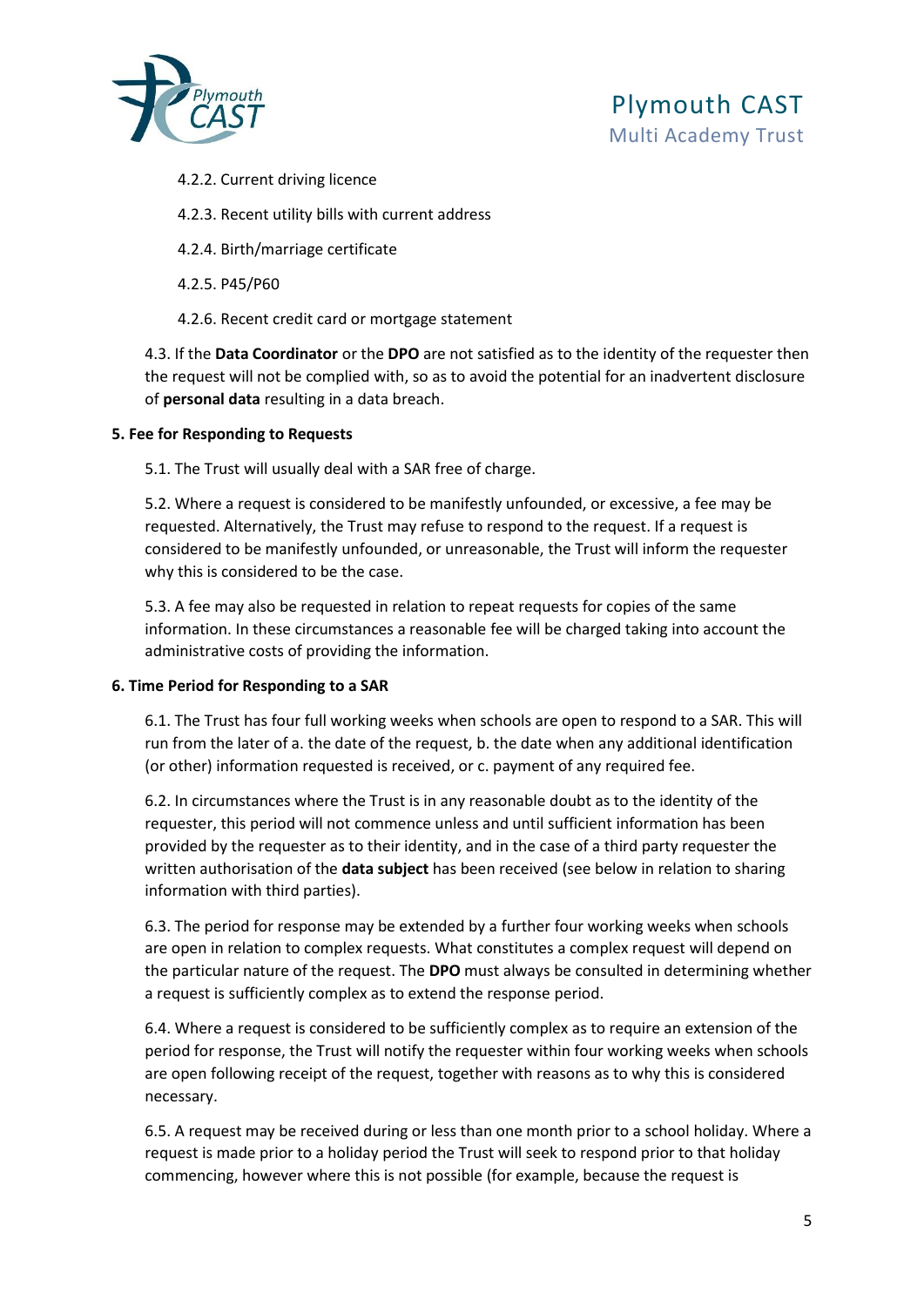4.2.2. Current driving licence

4.2.3. Recent utility bills with current address

4.2.4. Birth/marriage certificate

4.2.5. P45/P60

4.2.6. Recent credit card or mortgage statement

4.3. If the **Data Coordinator** or the **DPO** are not satisfied as to the identity of the requester then the request will not be complied with, so as to avoid the potential for an inadvertent disclosure of **personal data** resulting in a data breach.

**5. Fee for Responding to Requests**

5.1. The Trust will usually deal with a SAR free of charge.

5.2. Where a request is considered to be manifestly unfounded, or excessive, a fee may be requested. Alternatively, the Trust may refuse to respond to the request. If a request is considered to be manifestly unfounded, or unreasonable, the Trust will inform the requester why this is considered to be the case.

5.3. A fee may also be requested in relation to repeat requests for copies of the same information. In these circumstances a reasonable fee will be charged taking into account the administrative costs of providing the information.

**6. Time Period for Responding to a SAR**

6.1. The Trust has four full working weeks when schools are open to respond to a SAR. This will run from the later of a. the date of the request, b. the date when any additional identification (or other) information requested is received, or c. payment of any required fee.

6.2. In circumstances where the Trust is in any reasonable doubt as to the identity of the requester, this period will not commence unless and until sufficient information has been provided by the requester as to their identity, and in the case of a third party requester the written authorisation of the **data subject** has been received (see below in relation to sharing information with third parties).

6.3. The period for response may be extended by a further four working weeks when schools are open in relation to complex requests. What constitutes a complex request will depend on the particular nature of the request. The **DPO** must always be consulted in determining whether a request is sufficiently complex as to extend the response period.

6.4. Where a request is considered to be sufficiently complex as to require an extension of the period for response, the Trust will notify the requester within four working weeks when schools are open following receipt of the request, together with reasons as to why this is considered necessary.

6.5. A request may be received during or less than one month prior to a school holiday. Where a request is made prior to a holiday period the Trust will seek to respond prior to that holiday commencing, however where this is not possible (for example, because the request is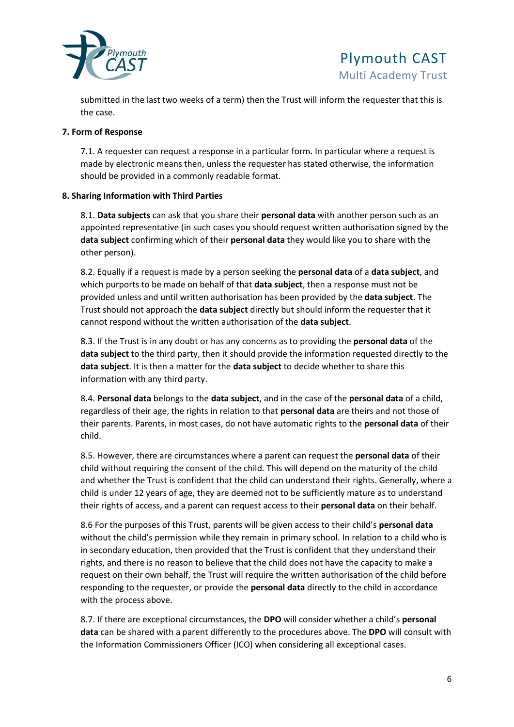submitted in the last two weeks of a term) then the Trust will inform the requester that this is the case.

**7. Form of Response**

7.1. A requester can request a response in a particular form. In particular where a request is made by electronic means then, unless the requester has stated otherwise, the information should be provided in a commonly readable format.

**8. Sharing Information with Third Parties**

8.1. **Data subjects** can ask that you share their **personal data** with another person such as an appointed representative (in such cases you should request written authorisation signed by the **data subject** confirming which of their **personal data** they would like you to share with the other person).

8.2. Equally if a request is made by a person seeking the **personal data** of a **data subject**, and which purports to be made on behalf of that **data subject**, then a response must not be provided unless and until written authorisation has been provided by the **data subject**. The Trust should not approach the **data subject** directly but should inform the requester that it cannot respond without the written authorisation of the **data subject**.

8.3. If the Trust is in any doubt or has any concerns as to providing the **personal data** of the **data subject** to the third party, then it should provide the information requested directly to the **data subject**. It is then a matter for the **data subject** to decide whether to share this information with any third party.

8.4. **Personal data** belongs to the **data subject**, and in the case of the **personal data** of a child, regardless of their age, the rights in relation to that **personal data** are theirs and not those of their parents. Parents, in most cases, do not have automatic rights to the **personal data** of their child.

8.5. However, there are circumstances where a parent can request the **personal data** of their child without requiring the consent of the child. This will depend on the maturity of the child and whether the Trust is confident that the child can understand their rights. Generally, where a child is under 12 years of age, they are deemed not to be sufficiently mature as to understand their rights of access, and a parent can request access to their **personal data** on their behalf.

8.6 For the purposes of this Trust, parents will be given access to their child's **personal data** without the child's permission while they remain in primary school. In relation to a child who is in secondary education, then provided that the Trust is confident that they understand their rights, and there is no reason to believe that the child does not have the capacity to make a request on their own behalf, the Trust will require the written authorisation of the child before responding to the requester, or provide the **personal data** directly to the child in accordance with the process above.

8.7. If there are exceptional circumstances, the **DPO** will consider whether a child's **personal data** can be shared with a parent differently to the procedures above. The **DPO** will consult with the Information Commissioners Officer (ICO) when considering all exceptional cases.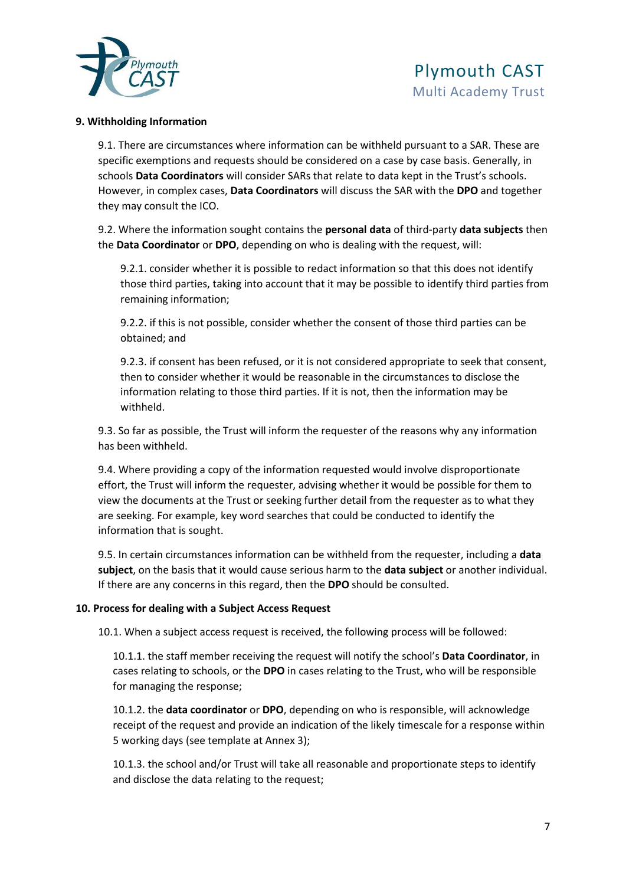**9. Withholding Information**

9.1. There are circumstances where information can be withheld pursuant to a SAR. These are specific exemptions and requests should be considered on a case by case basis. Generally, in schools **Data Coordinators** will consider SARs that relate to data kept in the Trust's schools. However, in complex cases, **Data Coordinators** will discuss the SAR with the **DPO** and together they may consult the ICO.

9.2. Where the information sought contains the **personal data** of third-party **data subjects** then the **Data Coordinator** or **DPO**, depending on who is dealing with the request, will:

9.2.1. consider whether it is possible to redact information so that this does not identify those third parties, taking into account that it may be possible to identify third parties from remaining information;

9.2.2. if this is not possible, consider whether the consent of those third parties can be obtained; and

9.2.3. if consent has been refused, or it is not considered appropriate to seek that consent, then to consider whether it would be reasonable in the circumstances to disclose the information relating to those third parties. If it is not, then the information may be withheld.

9.3. So far as possible, the Trust will inform the requester of the reasons why any information has been withheld.

9.4. Where providing a copy of the information requested would involve disproportionate effort, the Trust will inform the requester, advising whether it would be possible for them to view the documents at the Trust or seeking further detail from the requester as to what they are seeking. For example, key word searches that could be conducted to identify the information that is sought.

9.5. In certain circumstances information can be withheld from the requester, including a **data subject**, on the basis that it would cause serious harm to the **data subject** or another individual. If there are any concerns in this regard, then the **DPO** should be consulted.

**10. Process for dealing with a Subject Access Request**

10.1. When a subject access request is received, the following process will be followed:

10.1.1. the staff member receiving the request will notify the school's **Data Coordinator**, in cases relating to schools, or the **DPO** in cases relating to the Trust, who will be responsible for managing the response;

10.1.2. the **data coordinator** or **DPO**, depending on who is responsible, will acknowledge receipt of the request and provide an indication of the likely timescale for a response within 5 working days (see template at Annex 3);

10.1.3. the school and/or Trust will take all reasonable and proportionate steps to identify and disclose the data relating to the request;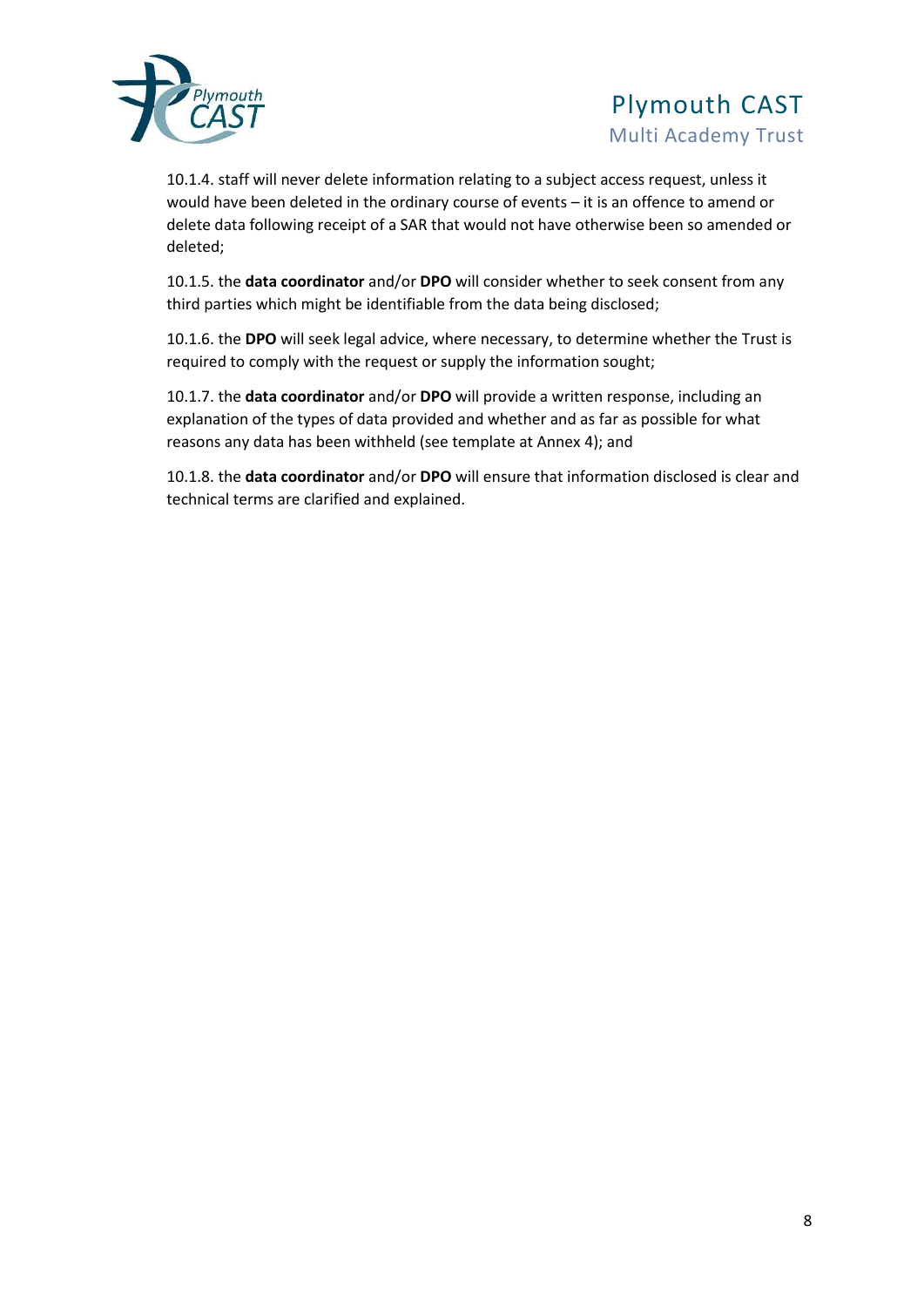10.1.4. staff will never delete information relating to a subject access request, unless it would have been deleted in the ordinary course of events – it is an offence to amend or delete data following receipt of a SAR that would not have otherwise been so amended or deleted;

10.1.5. the **data coordinator** and/or **DPO** will consider whether to seek consent from any third parties which might be identifiable from the data being disclosed;

10.1.6. the **DPO** will seek legal advice, where necessary, to determine whether the Trust is required to comply with the request or supply the information sought;

10.1.7. the **data coordinator** and/or **DPO** will provide a written response, including an explanation of the types of data provided and whether and as far as possible for what reasons any data has been withheld (see template at Annex 4); and

10.1.8. the **data coordinator** and/or **DPO** will ensure that information disclosed is clear and technical terms are clarified and explained.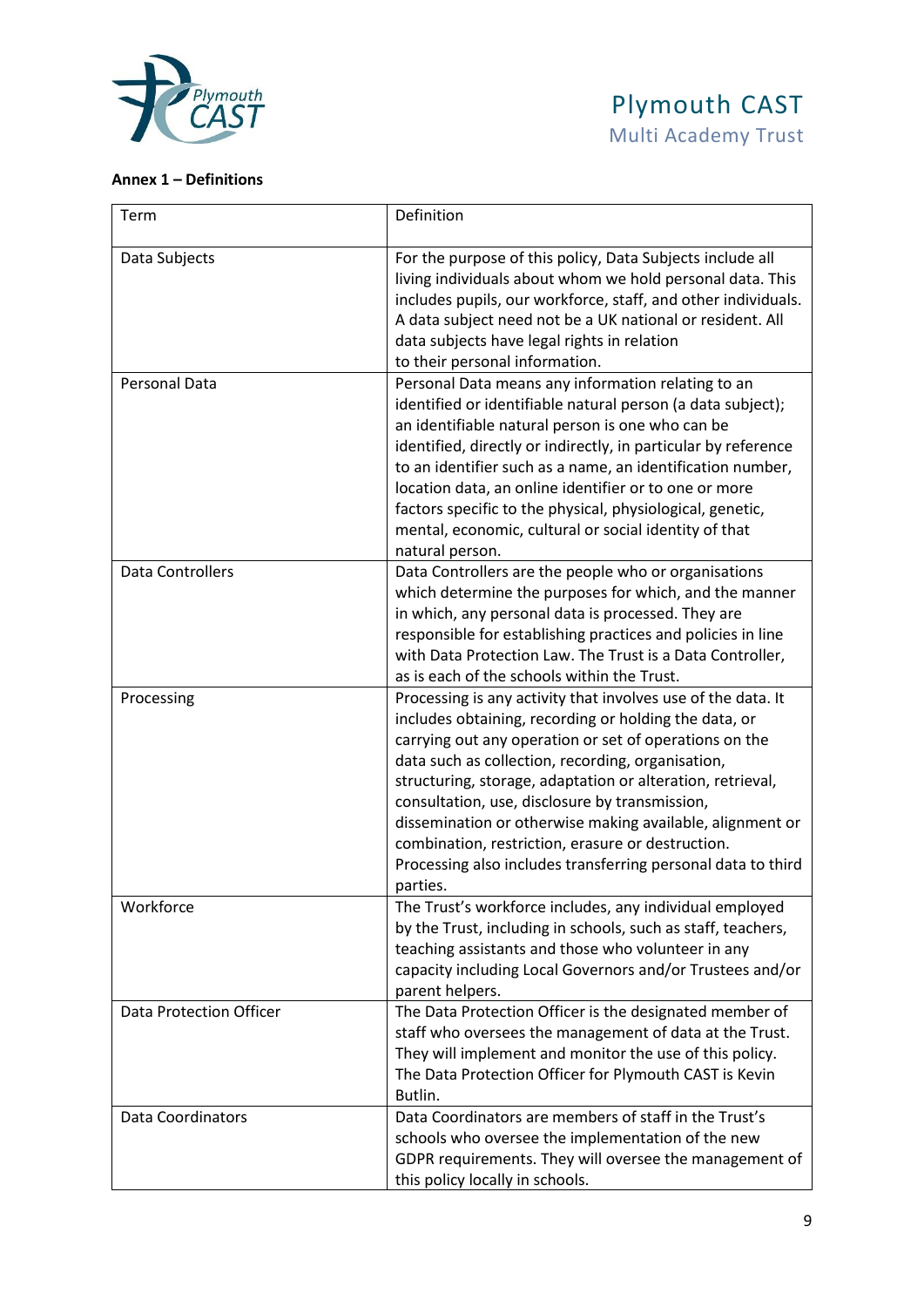**Annex 1 – Definitions**

| Term | Definition |
|---|---|
| Data Subjects | For the purpose of this policy, Data Subjects include all living individuals about whom we hold personal data. This includes pupils, our workforce, staff, and other individuals. A data subject need not be a UK national or resident. All data subjects have legal rights in relation to their personal information. |
| Personal Data | Personal Data means any information relating to an identified or identifiable natural person (a data subject); an identifiable natural person is one who can be identified, directly or indirectly, in particular by reference to an identifier such as a name, an identification number, location data, an online identifier or to one or more factors specific to the physical, physiological, genetic, mental, economic, cultural or social identity of that natural person. |
| Data Controllers | Data Controllers are the people who or organisations which determine the purposes for which, and the manner in which, any personal data is processed. They are responsible for establishing practices and policies in line with Data Protection Law. The Trust is a Data Controller, as is each of the schools within the Trust. |
| Processing | Processing is any activity that involves use of the data. It includes obtaining, recording or holding the data, or carrying out any operation or set of operations on the data such as collection, recording, organisation, structuring, storage, adaptation or alteration, retrieval, consultation, use, disclosure by transmission, dissemination or otherwise making available, alignment or combination, restriction, erasure or destruction. Processing also includes transferring personal data to third parties. |
| Workforce | The Trust's workforce includes, any individual employed by the Trust, including in schools, such as staff, teachers, teaching assistants and those who volunteer in any capacity including Local Governors and/or Trustees and/or parent helpers. |
| Data Protection Officer | The Data Protection Officer is the designated member of staff who oversees the management of data at the Trust. They will implement and monitor the use of this policy. The Data Protection Officer for Plymouth CAST is Kevin Butlin. |
| Data Coordinators | Data Coordinators are members of staff in the Trust's schools who oversee the implementation of the new GDPR requirements. They will oversee the management of this policy locally in schools. |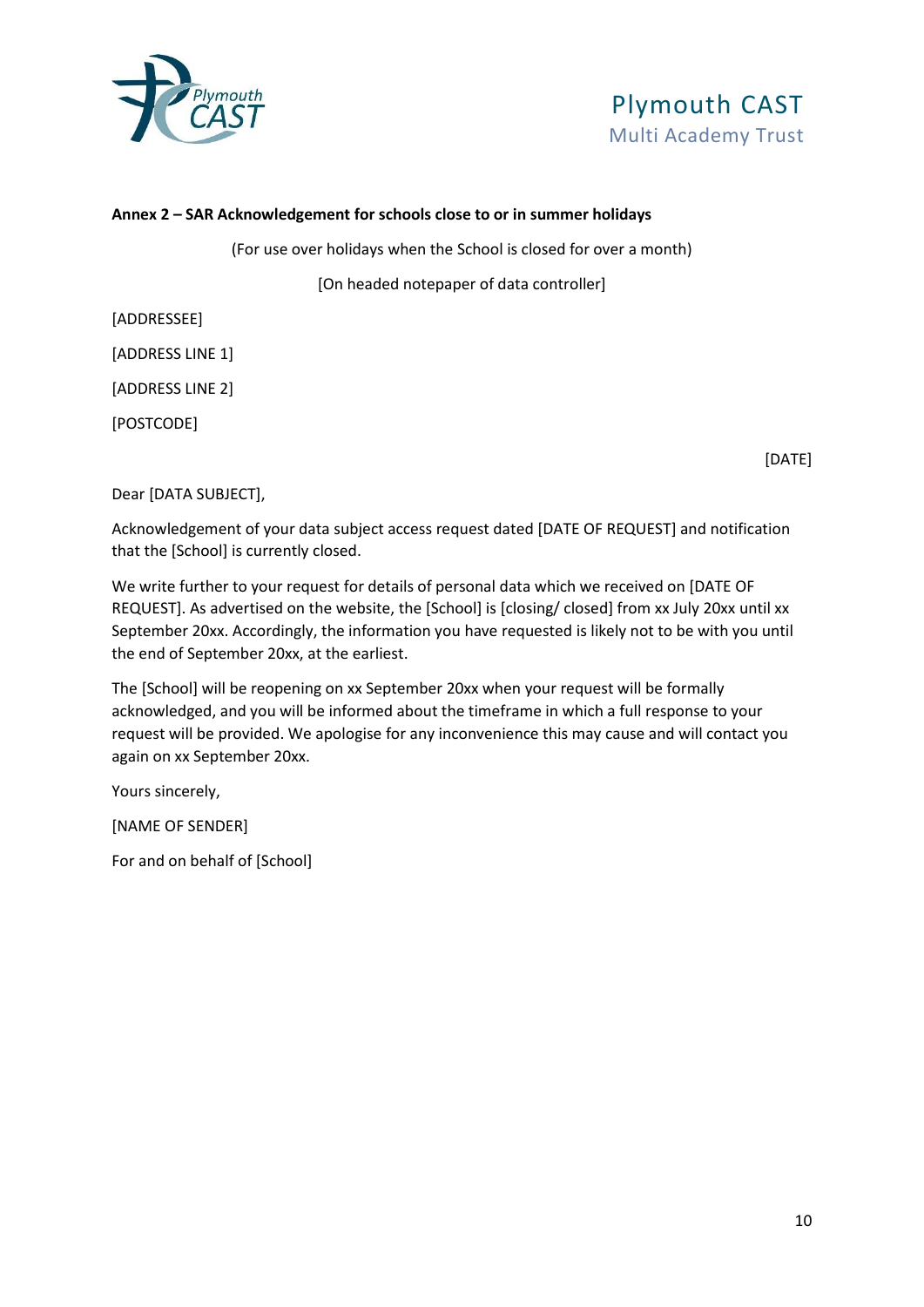**Annex 2 – SAR Acknowledgement for schools close to or in summer holidays**

(For use over holidays when the School is closed for over a month)

[On headed notepaper of data controller]

[ADDRESSEE]

[ADDRESS LINE 1]

[ADDRESS LINE 2]

[POSTCODE]

[DATE]

Dear [DATA SUBJECT],

Acknowledgement of your data subject access request dated [DATE OF REQUEST] and notification that the [School] is currently closed.

We write further to your request for details of personal data which we received on [DATE OF REQUEST]. As advertised on the website, the [School] is [closing/ closed] from xx July 20xx until xx September 20xx. Accordingly, the information you have requested is likely not to be with you until the end of September 20xx, at the earliest.

The [School] will be reopening on xx September 20xx when your request will be formally acknowledged, and you will be informed about the timeframe in which a full response to your request will be provided. We apologise for any inconvenience this may cause and will contact you again on xx September 20xx.

Yours sincerely,

[NAME OF SENDER]

For and on behalf of [School]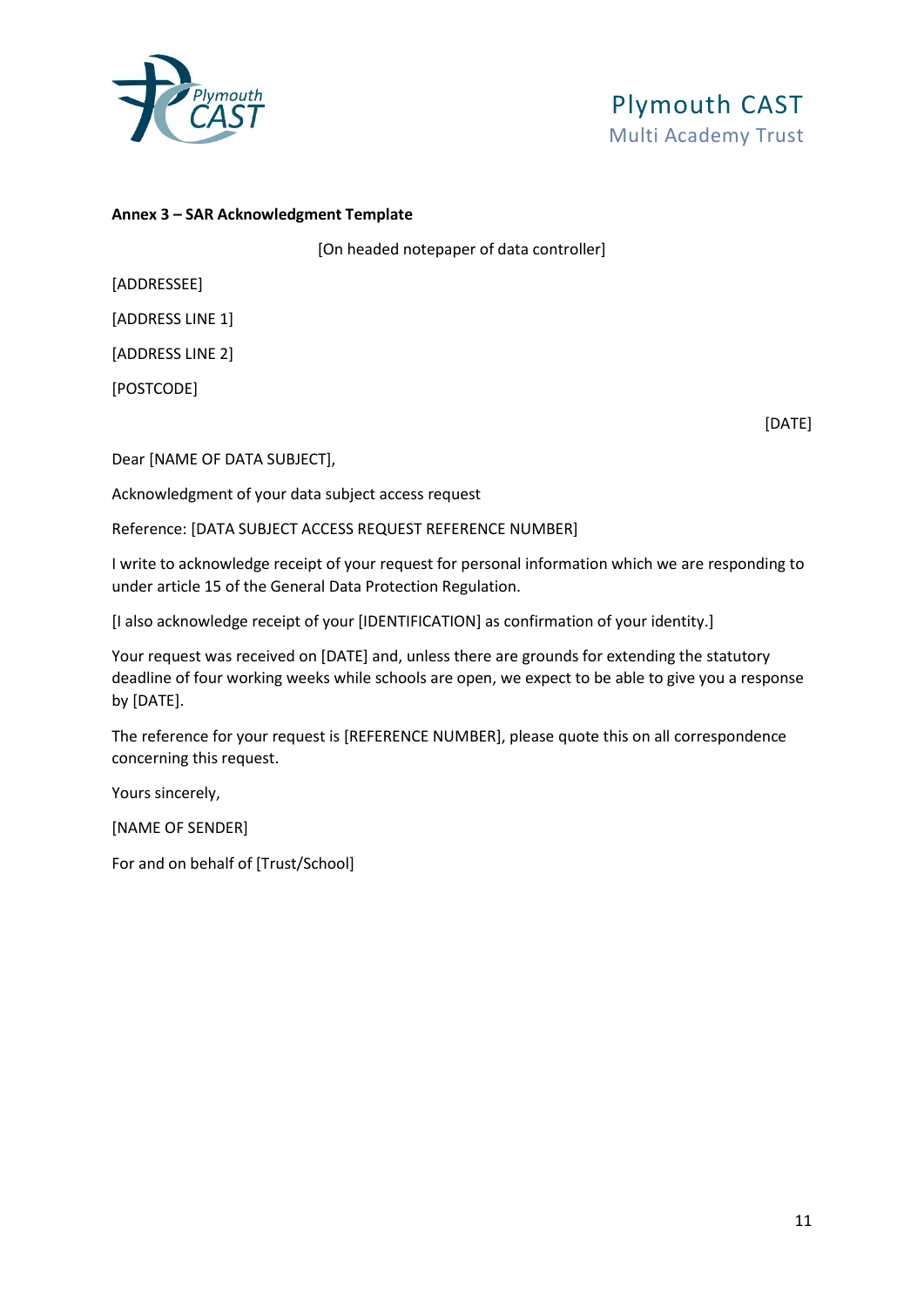**Annex 3 – SAR Acknowledgment Template**

[On headed notepaper of data controller]

[ADDRESSEE]

[ADDRESS LINE 1]

[ADDRESS LINE 2]

[POSTCODE]

[DATE]

Dear [NAME OF DATA SUBJECT],

Acknowledgment of your data subject access request

Reference: [DATA SUBJECT ACCESS REQUEST REFERENCE NUMBER]

I write to acknowledge receipt of your request for personal information which we are responding to under article 15 of the General Data Protection Regulation.

[I also acknowledge receipt of your [IDENTIFICATION] as confirmation of your identity.]

Your request was received on [DATE] and, unless there are grounds for extending the statutory deadline of four working weeks while schools are open, we expect to be able to give you a response by [DATE].

The reference for your request is [REFERENCE NUMBER], please quote this on all correspondence concerning this request.

Yours sincerely,

[NAME OF SENDER]

For and on behalf of [Trust/School]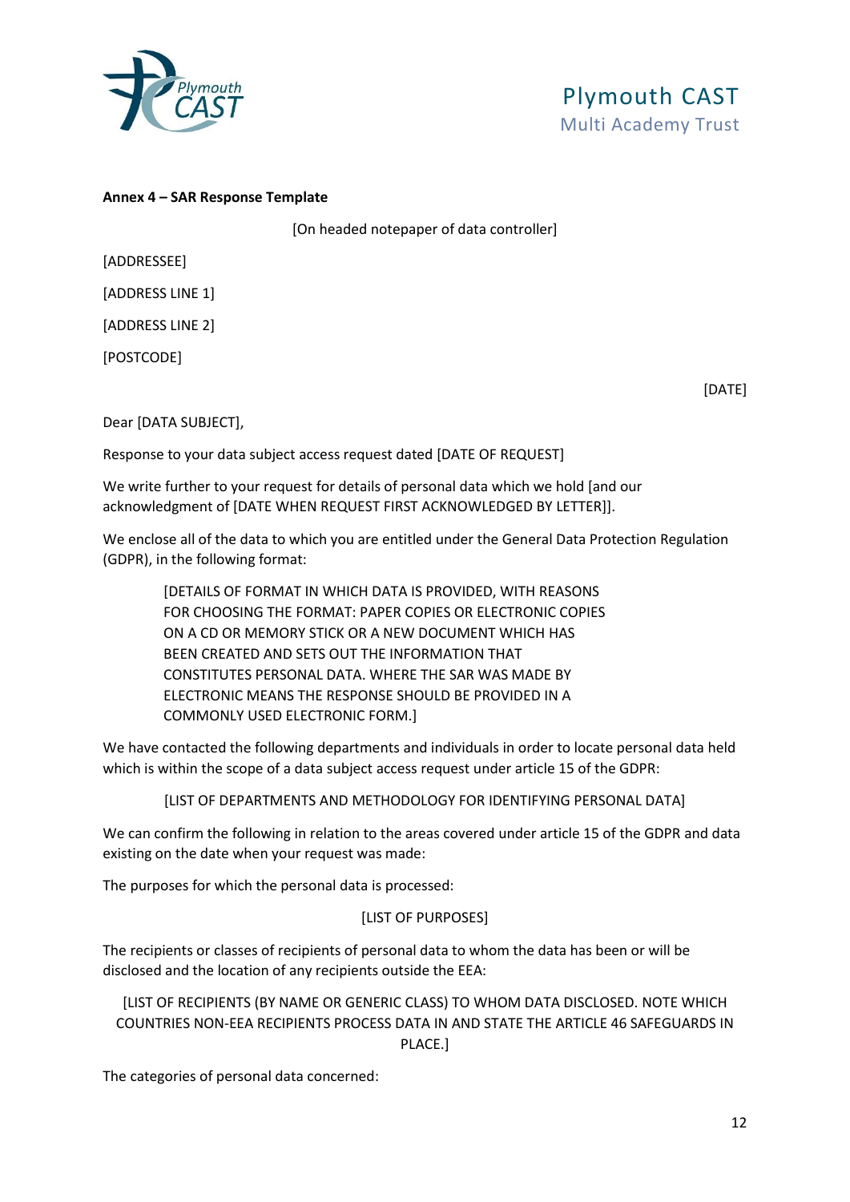**Annex 4 – SAR Response Template**

[On headed notepaper of data controller]

[ADDRESSEE]

[ADDRESS LINE 1]

[ADDRESS LINE 2]

[POSTCODE]

[DATE]

Dear [DATA SUBJECT],

Response to your data subject access request dated [DATE OF REQUEST]

We write further to your request for details of personal data which we hold [and our acknowledgment of [DATE WHEN REQUEST FIRST ACKNOWLEDGED BY LETTER]].

We enclose all of the data to which you are entitled under the General Data Protection Regulation (GDPR), in the following format:

> [DETAILS OF FORMAT IN WHICH DATA IS PROVIDED, WITH REASONS FOR CHOOSING THE FORMAT: PAPER COPIES OR ELECTRONIC COPIES ON A CD OR MEMORY STICK OR A NEW DOCUMENT WHICH HAS BEEN CREATED AND SETS OUT THE INFORMATION THAT CONSTITUTES PERSONAL DATA. WHERE THE SAR WAS MADE BY ELECTRONIC MEANS THE RESPONSE SHOULD BE PROVIDED IN A COMMONLY USED ELECTRONIC FORM.]

We have contacted the following departments and individuals in order to locate personal data held which is within the scope of a data subject access request under article 15 of the GDPR:

> [LIST OF DEPARTMENTS AND METHODOLOGY FOR IDENTIFYING PERSONAL DATA]

We can confirm the following in relation to the areas covered under article 15 of the GDPR and data existing on the date when your request was made:

The purposes for which the personal data is processed:

[LIST OF PURPOSES]

The recipients or classes of recipients of personal data to whom the data has been or will be disclosed and the location of any recipients outside the EEA:

[LIST OF RECIPIENTS (BY NAME OR GENERIC CLASS) TO WHOM DATA DISCLOSED. NOTE WHICH COUNTRIES NON-EEA RECIPIENTS PROCESS DATA IN AND STATE THE ARTICLE 46 SAFEGUARDS IN PLACE.]

The categories of personal data concerned: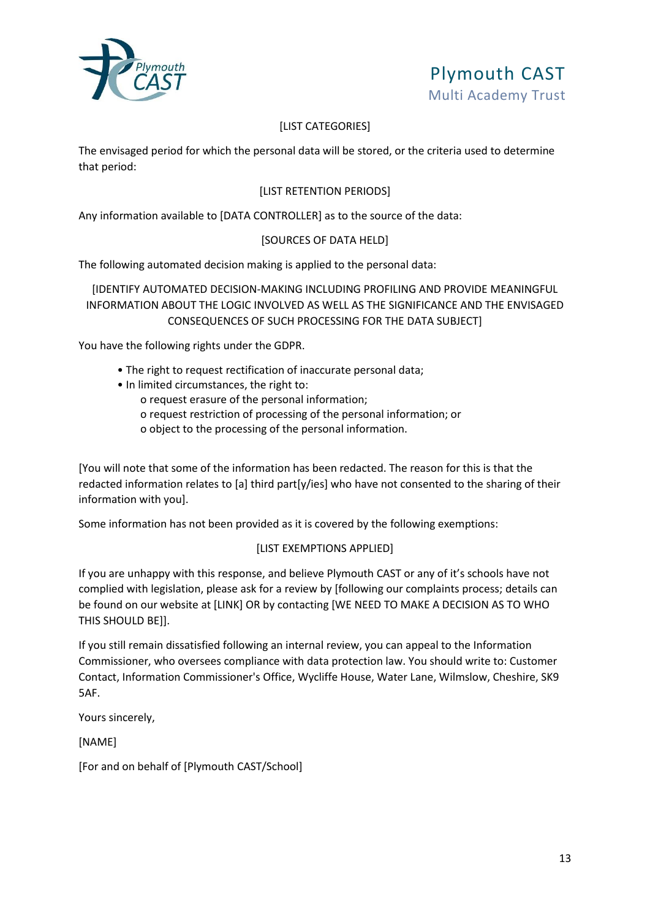[LIST CATEGORIES]

The envisaged period for which the personal data will be stored, or the criteria used to determine that period:

[LIST RETENTION PERIODS]

Any information available to [DATA CONTROLLER] as to the source of the data:

[SOURCES OF DATA HELD]

The following automated decision making is applied to the personal data:

[IDENTIFY AUTOMATED DECISION-MAKING INCLUDING PROFILING AND PROVIDE MEANINGFUL INFORMATION ABOUT THE LOGIC INVOLVED AS WELL AS THE SIGNIFICANCE AND THE ENVISAGED CONSEQUENCES OF SUCH PROCESSING FOR THE DATA SUBJECT]

You have the following rights under the GDPR.

- The right to request rectification of inaccurate personal data;
- In limited circumstances, the right to:
  - request erasure of the personal information;
  - request restriction of processing of the personal information; or
  - object to the processing of the personal information.

[You will note that some of the information has been redacted. The reason for this is that the redacted information relates to [a] third part[y/ies] who have not consented to the sharing of their information with you].

Some information has not been provided as it is covered by the following exemptions:

[LIST EXEMPTIONS APPLIED]

If you are unhappy with this response, and believe Plymouth CAST or any of it's schools have not complied with legislation, please ask for a review by [following our complaints process; details can be found on our website at [LINK] OR by contacting [WE NEED TO MAKE A DECISION AS TO WHO THIS SHOULD BE]].

If you still remain dissatisfied following an internal review, you can appeal to the Information Commissioner, who oversees compliance with data protection law. You should write to: Customer Contact, Information Commissioner's Office, Wycliffe House, Water Lane, Wilmslow, Cheshire, SK9 5AF.

Yours sincerely,

[NAME]

[For and on behalf of [Plymouth CAST/School]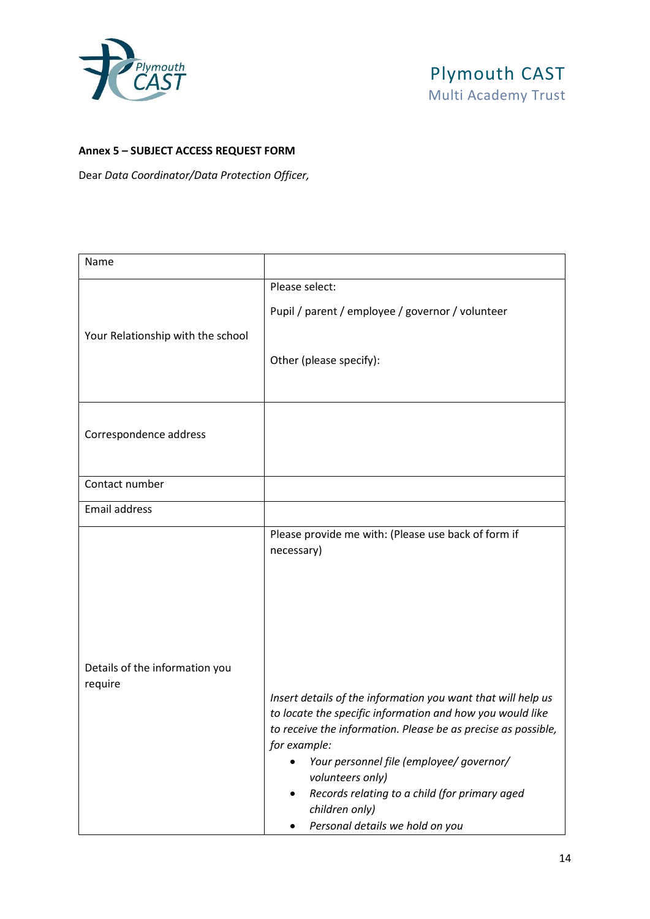**Annex 5 – SUBJECT ACCESS REQUEST FORM**

Dear *Data Coordinator/Data Protection Officer,*

| | |
|---|---|
| Name | |
| Your Relationship with the school | Please select:<br><br>Pupil / parent / employee / governor / volunteer<br><br>Other (please specify): |
| Correspondence address | |
| Contact number | |
| Email address | |
| Details of the information you require | Please provide me with: (Please use back of form if necessary)<br><br>*Insert details of the information you want that will help us to locate the specific information and how you would like to receive the information. Please be as precise as possible, for example:*<br>• *Your personnel file (employee/ governor/ volunteers only)*<br>• *Records relating to a child (for primary aged children only)*<br>• *Personal details we hold on you* |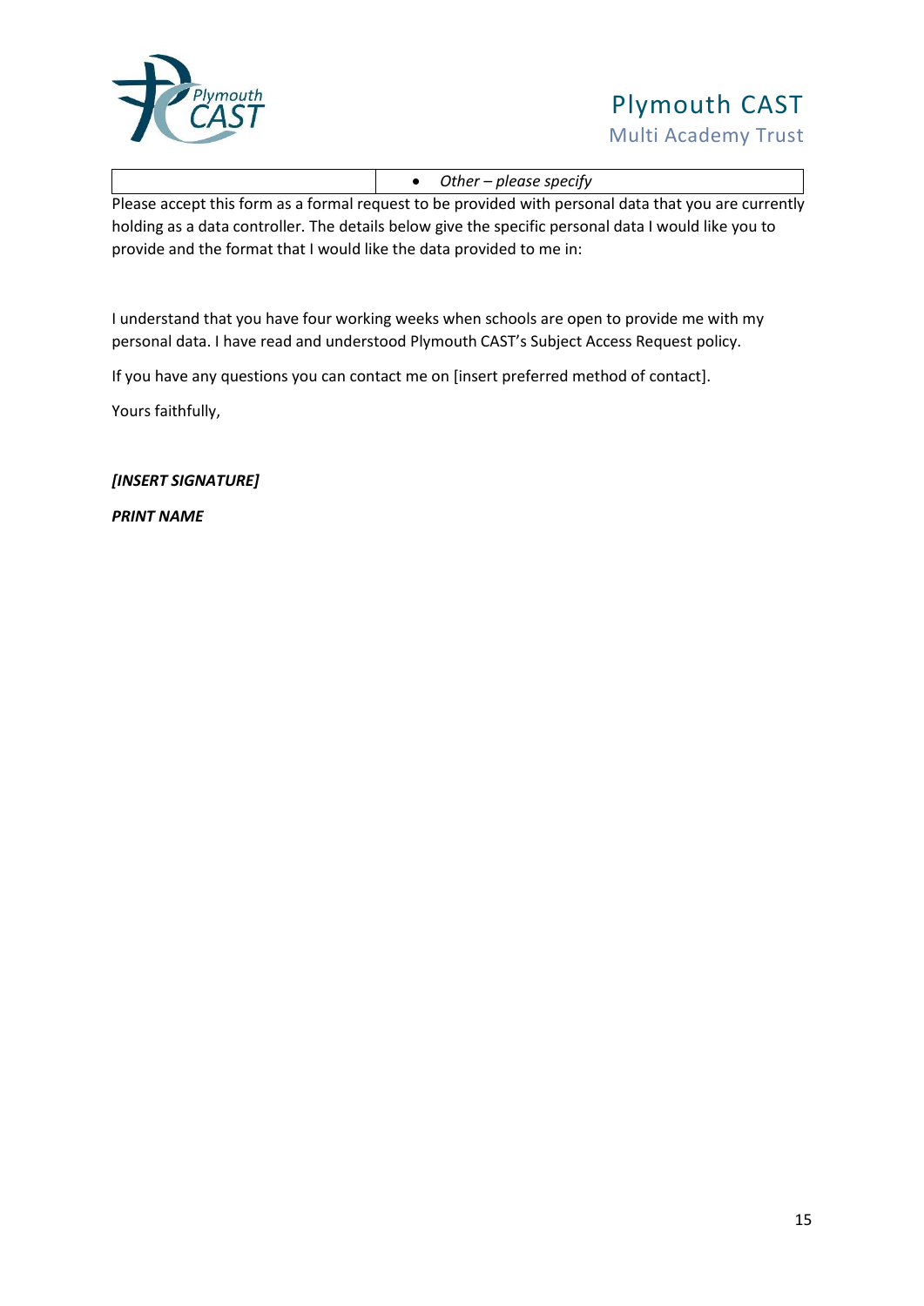| | |
|---|---|
| | • *Other – please specify* |

Please accept this form as a formal request to be provided with personal data that you are currently holding as a data controller. The details below give the specific personal data I would like you to provide and the format that I would like the data provided to me in:

I understand that you have four working weeks when schools are open to provide me with my personal data. I have read and understood Plymouth CAST's Subject Access Request policy.

If you have any questions you can contact me on [insert preferred method of contact].

Yours faithfully,

***[INSERT SIGNATURE]***

***PRINT NAME***